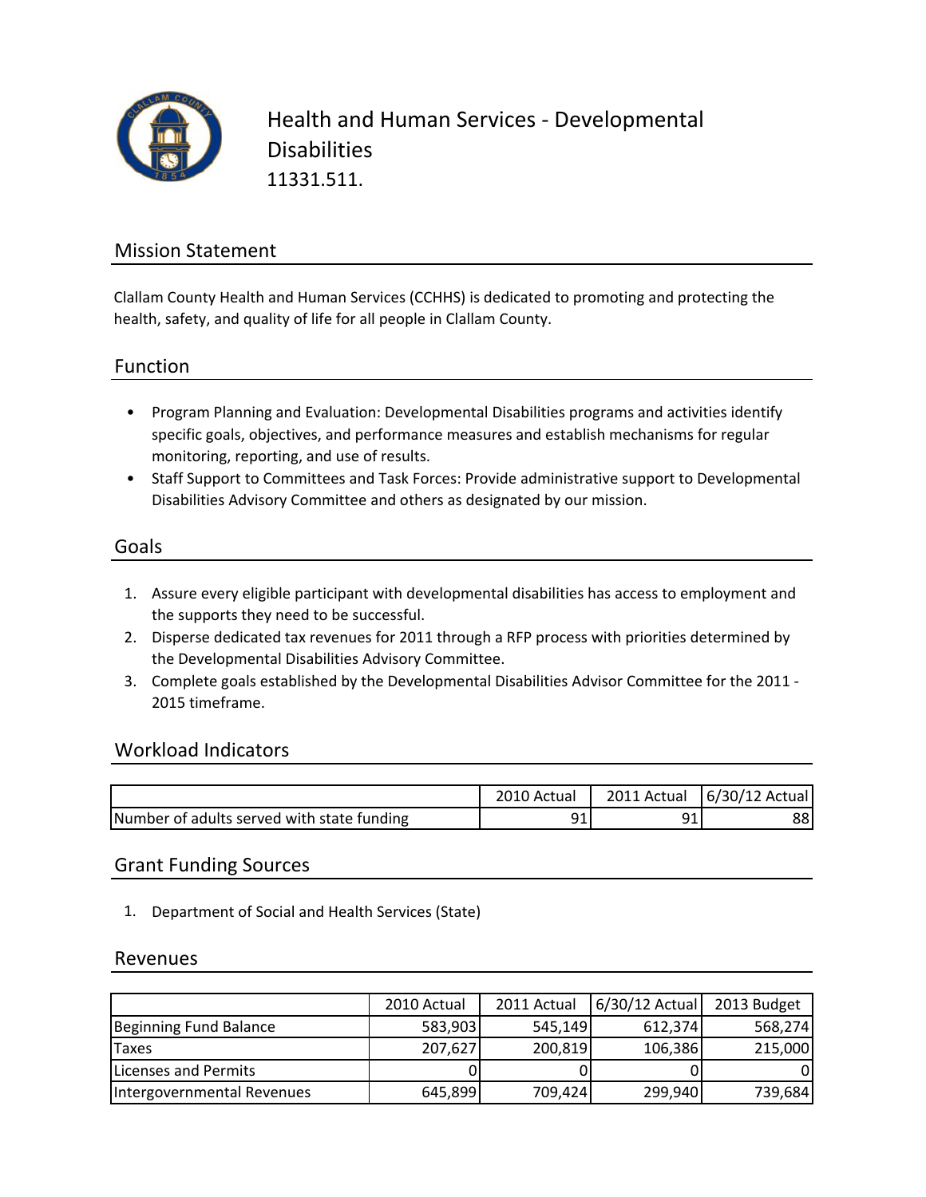# Health and Human Services - Developmental Disabilities

11331.511.

## Mission Statement

Clallam County Health and Human Services (CCHHS) is dedicated to promoting and protecting the health, safety, and quality of life for all people in Clallam County.

## Function

- Program Planning and Evaluation: Developmental Disabilities programs and activities identify specific goals, objectives, and performance measures and establish mechanisms for regular monitoring, reporting, and use of results.
- Staff Support to Committees and Task Forces: Provide administrative support to Developmental Disabilities Advisory Committee and others as designated by our mission.

## Goals

1. Assure every eligible participant with developmental disabilities has access to employment and the supports they need to be successful.
2. Disperse dedicated tax revenues for 2011 through a RFP process with priorities determined by the Developmental Disabilities Advisory Committee.
3. Complete goals established by the Developmental Disabilities Advisor Committee for the 2011 - 2015 timeframe.

## Workload Indicators

| | 2010 Actual | 2011 Actual | 6/30/12 Actual |
|---|---|---|---|
| Number of adults served with state funding | 91 | 91 | 88 |

## Grant Funding Sources

1. Department of Social and Health Services (State)

## Revenues

| | 2010 Actual | 2011 Actual | 6/30/12 Actual | 2013 Budget |
|---|---|---|---|---|
| Beginning Fund Balance | 583,903 | 545,149 | 612,374 | 568,274 |
| Taxes | 207,627 | 200,819 | 106,386 | 215,000 |
| Licenses and Permits | 0 | 0 | 0 | 0 |
| Intergovernmental Revenues | 645,899 | 709,424 | 299,940 | 739,684 |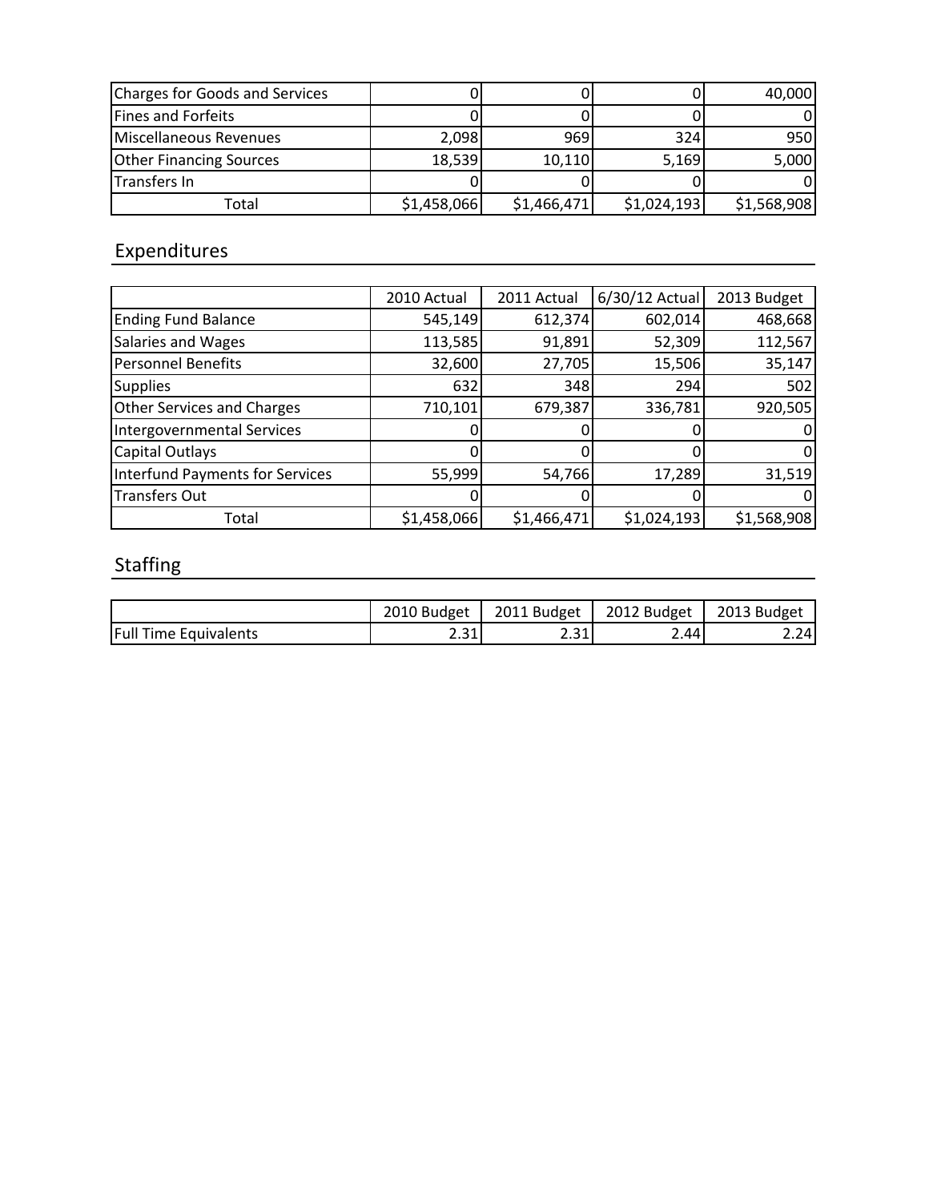| | | | | |
|---|---|---|---|---|
| Charges for Goods and Services | 0 | 0 | 0 | 40,000 |
| Fines and Forfeits | 0 | 0 | 0 | 0 |
| Miscellaneous Revenues | 2,098 | 969 | 324 | 950 |
| Other Financing Sources | 18,539 | 10,110 | 5,169 | 5,000 |
| Transfers In | 0 | 0 | 0 | 0 |
| Total | $1,458,066 | $1,466,471 | $1,024,193 | $1,568,908 |

## Expenditures

| | 2010 Actual | 2011 Actual | 6/30/12 Actual | 2013 Budget |
|---|---|---|---|---|
| Ending Fund Balance | 545,149 | 612,374 | 602,014 | 468,668 |
| Salaries and Wages | 113,585 | 91,891 | 52,309 | 112,567 |
| Personnel Benefits | 32,600 | 27,705 | 15,506 | 35,147 |
| Supplies | 632 | 348 | 294 | 502 |
| Other Services and Charges | 710,101 | 679,387 | 336,781 | 920,505 |
| Intergovernmental Services | 0 | 0 | 0 | 0 |
| Capital Outlays | 0 | 0 | 0 | 0 |
| Interfund Payments for Services | 55,999 | 54,766 | 17,289 | 31,519 |
| Transfers Out | 0 | 0 | 0 | 0 |
| Total | $1,458,066 | $1,466,471 | $1,024,193 | $1,568,908 |

## Staffing

| | 2010 Budget | 2011 Budget | 2012 Budget | 2013 Budget |
|---|---|---|---|---|
| Full Time Equivalents | 2.31 | 2.31 | 2.44 | 2.24 |